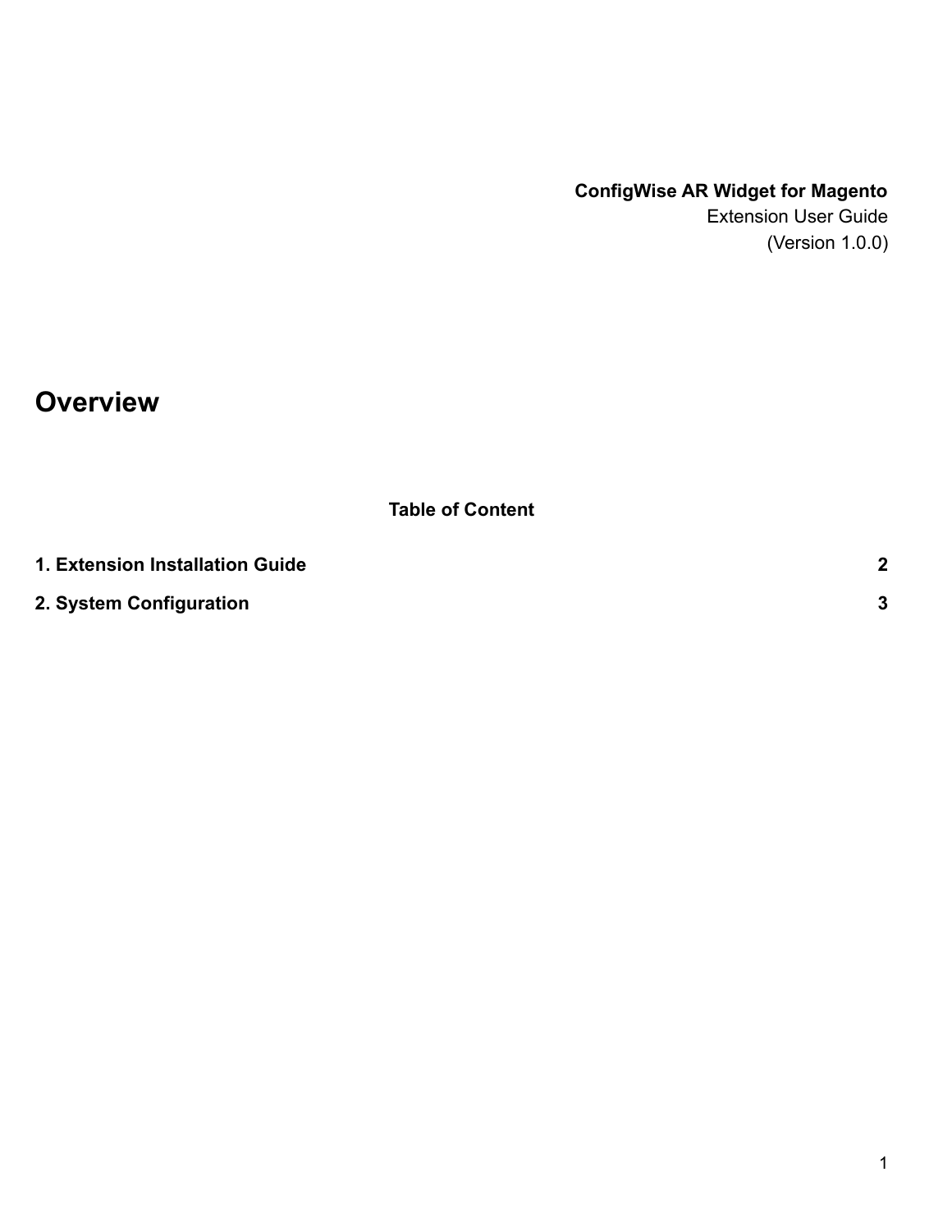**ConfigWise AR Widget for Magento**
Extension User Guide
(Version 1.0.0)

# Overview

**Table of Content**

| | |
|---|---|
| **1. Extension Installation Guide** | **2** |
| **2. System Configuration** | **3** |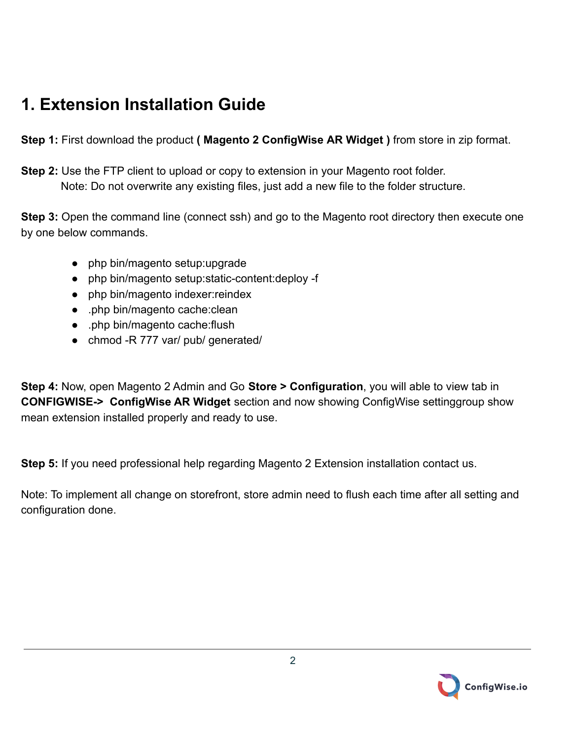# 1. Extension Installation Guide

**Step 1:** First download the product **( Magento 2 ConfigWise AR Widget )** from store in zip format.

**Step 2:** Use the FTP client to upload or copy to extension in your Magento root folder.
Note: Do not overwrite any existing files, just add a new file to the folder structure.

**Step 3:** Open the command line (connect ssh) and go to the Magento root directory then execute one by one below commands.

- php bin/magento setup:upgrade
- php bin/magento setup:static-content:deploy -f
- php bin/magento indexer:reindex
- .php bin/magento cache:clean
- .php bin/magento cache:flush
- chmod -R 777 var/ pub/ generated/

**Step 4:** Now, open Magento 2 Admin and Go **Store > Configuration**, you will able to view tab in **CONFIGWISE-> ConfigWise AR Widget** section and now showing ConfigWise settinggroup show mean extension installed properly and ready to use.

**Step 5:** If you need professional help regarding Magento 2 Extension installation contact us.

Note: To implement all change on storefront, store admin need to flush each time after all setting and configuration done.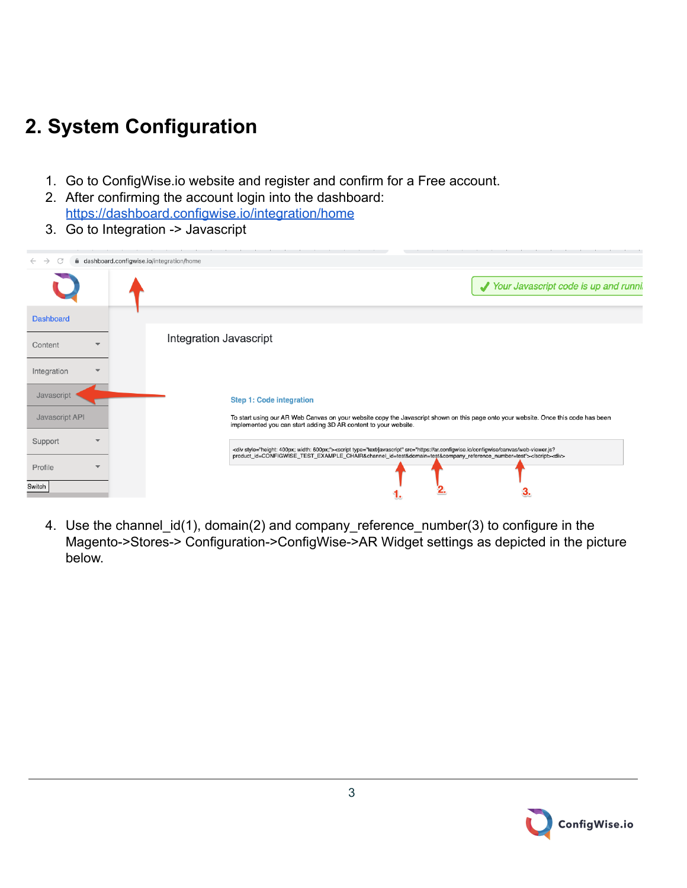## 2. System Configuration

1. Go to ConfigWise.io website and register and confirm for a Free account.
2. After confirming the account login into the dashboard: https://dashboard.configwise.io/integration/home
3. Go to Integration -> Javascript

4. Use the channel_id(1), domain(2) and company_reference_number(3) to configure in the Magento->Stores-> Configuration->ConfigWise->AR Widget settings as depicted in the picture below.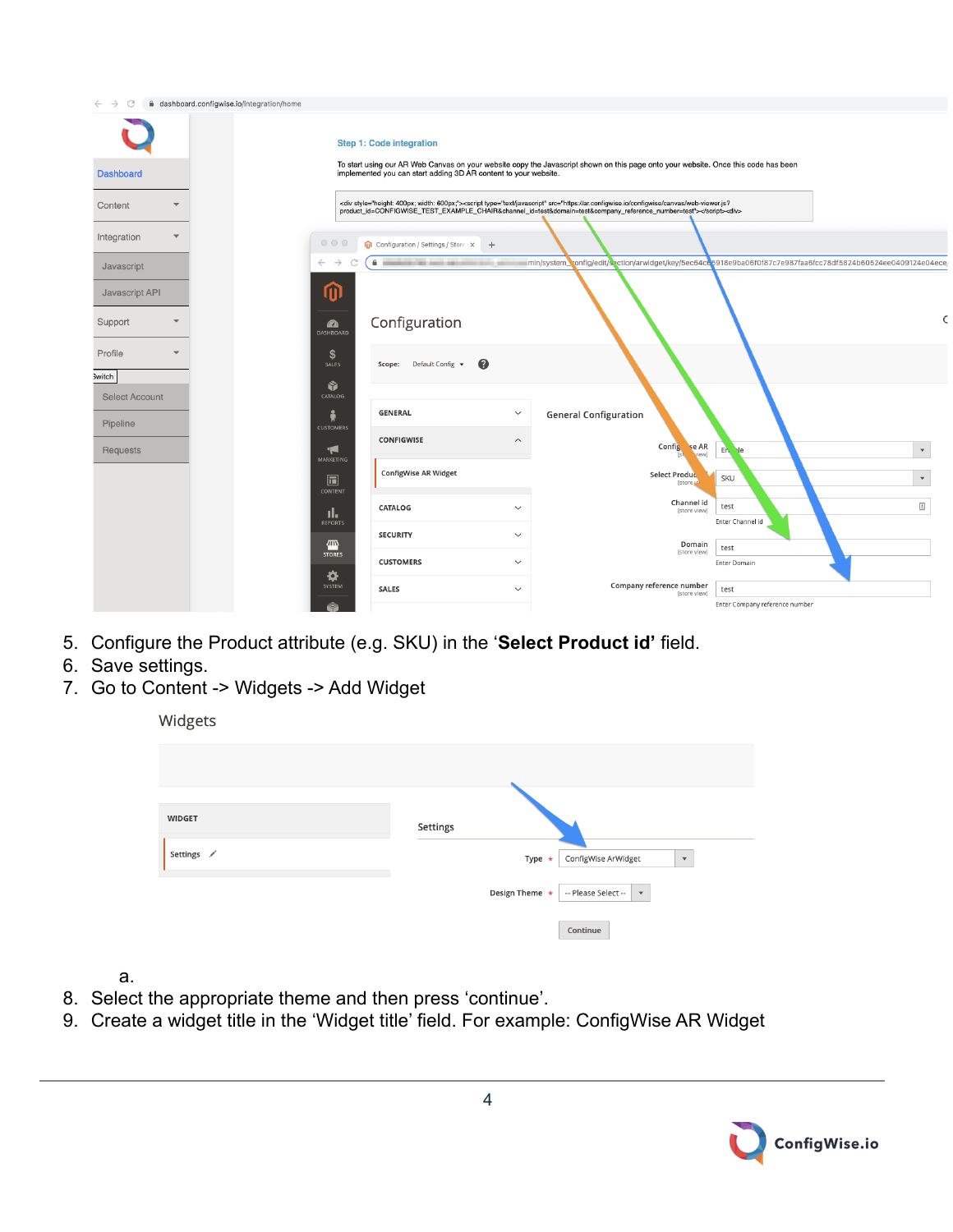5. Configure the Product attribute (e.g. SKU) in the ‘**Select Product id’** field.
6. Save settings.
7. Go to Content -> Widgets -> Add Widget

   a.

8. Select the appropriate theme and then press ‘continue’.
9. Create a widget title in the ‘Widget title’ field. For example: ConfigWise AR Widget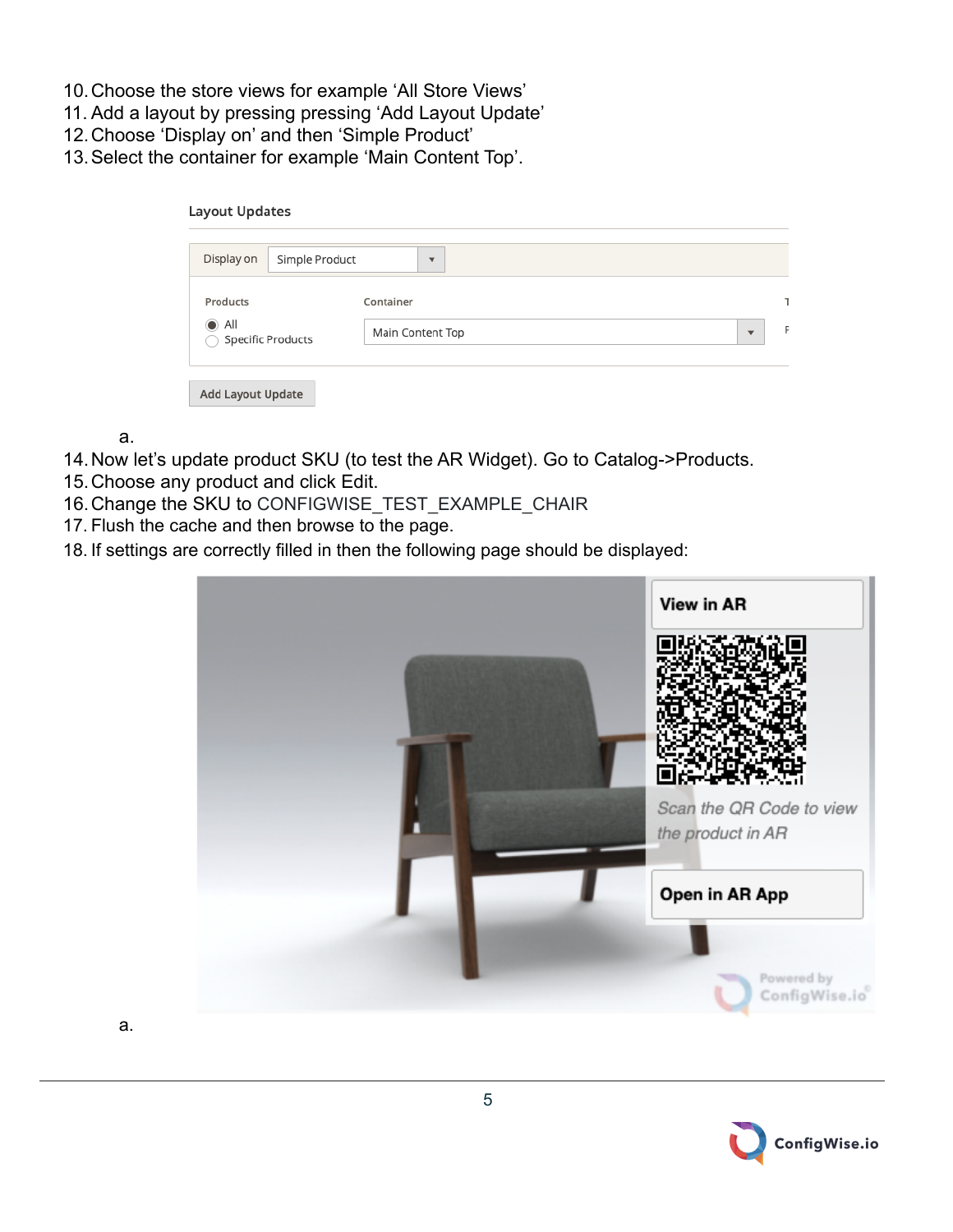10. Choose the store views for example ‘All Store Views’
11. Add a layout by pressing pressing ‘Add Layout Update’
12. Choose ‘Display on’ and then ‘Simple Product’
13. Select the container for example ‘Main Content Top’.

    a.

14. Now let’s update product SKU (to test the AR Widget). Go to Catalog->Products.
15. Choose any product and click Edit.
16. Change the SKU to CONFIGWISE_TEST_EXAMPLE_CHAIR
17. Flush the cache and then browse to the page.
18. If settings are correctly filled in then the following page should be displayed:

    a.